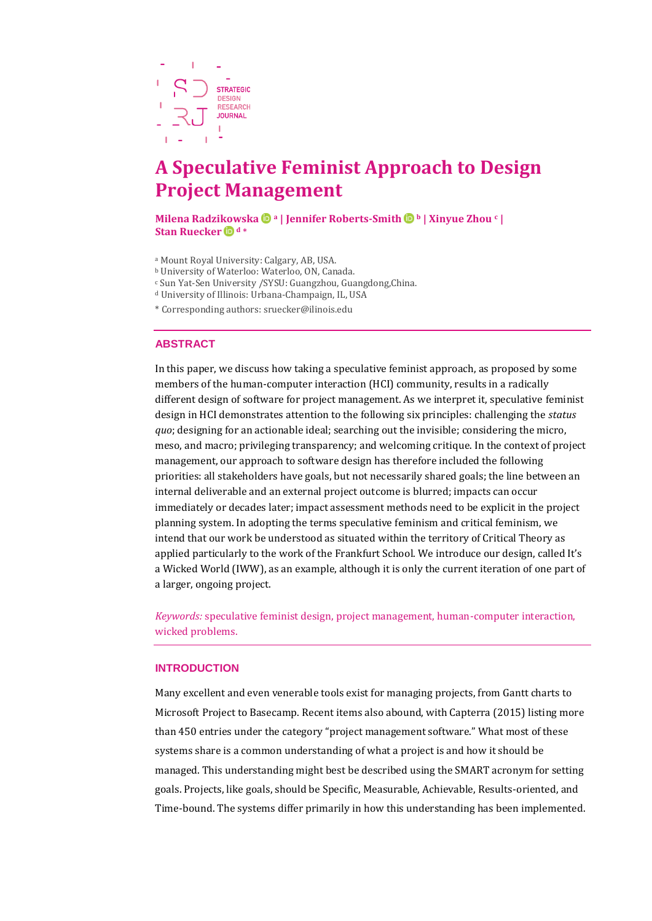# A Speculative Feminist Approach to Design Project Management

**Milena Radzikowska [a] | Jennifer Roberts-Smith [b] | Xinyue Zhou [c] | Stan Ruecker [d] ***

[a] Mount Royal University: Calgary, AB, USA.
[b] University of Waterloo: Waterloo, ON, Canada.
[c] Sun Yat-Sen University /SYSU: Guangzhou, Guangdong,China.
[d] University of Illinois: Urbana-Champaign, IL, USA

* Corresponding authors: sruecker@ilinois.edu

## ABSTRACT

In this paper, we discuss how taking a speculative feminist approach, as proposed by some members of the human-computer interaction (HCI) community, results in a radically different design of software for project management. As we interpret it, speculative feminist design in HCI demonstrates attention to the following six principles: challenging the *status quo*; designing for an actionable ideal; searching out the invisible; considering the micro, meso, and macro; privileging transparency; and welcoming critique. In the context of project management, our approach to software design has therefore included the following priorities: all stakeholders have goals, but not necessarily shared goals; the line between an internal deliverable and an external project outcome is blurred; impacts can occur immediately or decades later; impact assessment methods need to be explicit in the project planning system. In adopting the terms speculative feminism and critical feminism, we intend that our work be understood as situated within the territory of Critical Theory as applied particularly to the work of the Frankfurt School. We introduce our design, called It's a Wicked World (IWW), as an example, although it is only the current iteration of one part of a larger, ongoing project.

*Keywords:* speculative feminist design, project management, human-computer interaction, wicked problems.

## INTRODUCTION

Many excellent and even venerable tools exist for managing projects, from Gantt charts to Microsoft Project to Basecamp. Recent items also abound, with Capterra (2015) listing more than 450 entries under the category "project management software." What most of these systems share is a common understanding of what a project is and how it should be managed. This understanding might best be described using the SMART acronym for setting goals. Projects, like goals, should be Specific, Measurable, Achievable, Results-oriented, and Time-bound. The systems differ primarily in how this understanding has been implemented.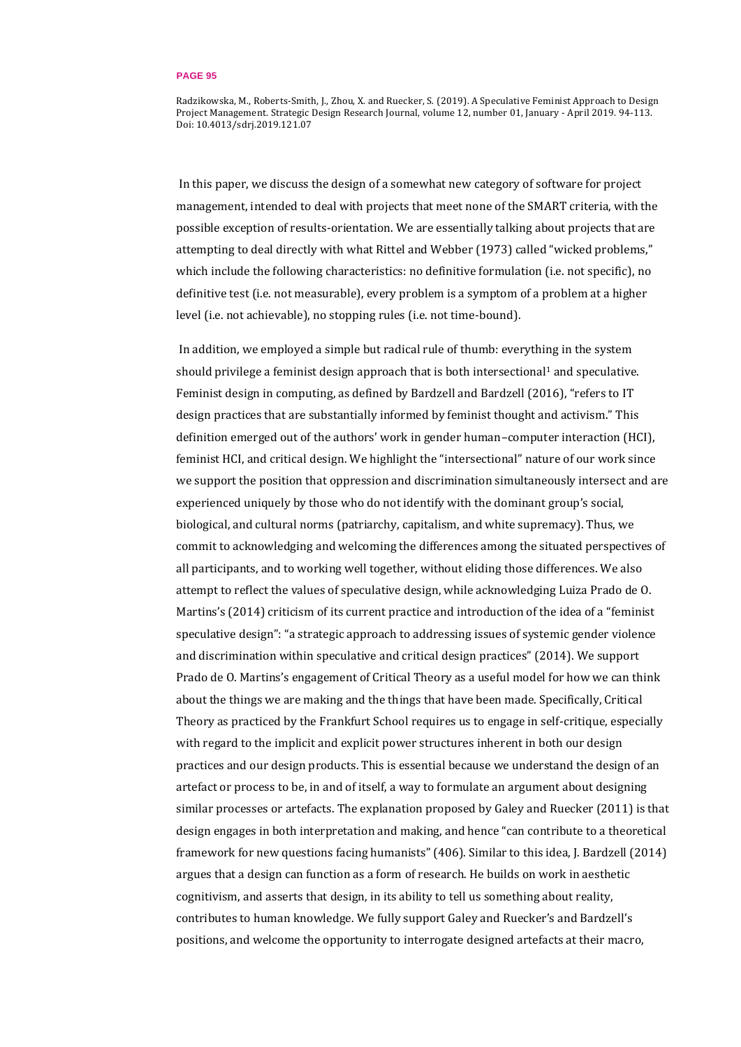In this paper, we discuss the design of a somewhat new category of software for project management, intended to deal with projects that meet none of the SMART criteria, with the possible exception of results-orientation. We are essentially talking about projects that are attempting to deal directly with what Rittel and Webber (1973) called "wicked problems," which include the following characteristics: no definitive formulation (i.e. not specific), no definitive test (i.e. not measurable), every problem is a symptom of a problem at a higher level (i.e. not achievable), no stopping rules (i.e. not time-bound).

In addition, we employed a simple but radical rule of thumb: everything in the system should privilege a feminist design approach that is both intersectional[1] and speculative. Feminist design in computing, as defined by Bardzell and Bardzell (2016), "refers to IT design practices that are substantially informed by feminist thought and activism." This definition emerged out of the authors' work in gender human–computer interaction (HCI), feminist HCI, and critical design. We highlight the "intersectional" nature of our work since we support the position that oppression and discrimination simultaneously intersect and are experienced uniquely by those who do not identify with the dominant group's social, biological, and cultural norms (patriarchy, capitalism, and white supremacy). Thus, we commit to acknowledging and welcoming the differences among the situated perspectives of all participants, and to working well together, without eliding those differences. We also attempt to reflect the values of speculative design, while acknowledging Luiza Prado de O. Martins's (2014) criticism of its current practice and introduction of the idea of a "feminist speculative design": "a strategic approach to addressing issues of systemic gender violence and discrimination within speculative and critical design practices" (2014). We support Prado de O. Martins's engagement of Critical Theory as a useful model for how we can think about the things we are making and the things that have been made. Specifically, Critical Theory as practiced by the Frankfurt School requires us to engage in self-critique, especially with regard to the implicit and explicit power structures inherent in both our design practices and our design products. This is essential because we understand the design of an artefact or process to be, in and of itself, a way to formulate an argument about designing similar processes or artefacts. The explanation proposed by Galey and Ruecker (2011) is that design engages in both interpretation and making, and hence "can contribute to a theoretical framework for new questions facing humanists" (406). Similar to this idea, J. Bardzell (2014) argues that a design can function as a form of research. He builds on work in aesthetic cognitivism, and asserts that design, in its ability to tell us something about reality, contributes to human knowledge. We fully support Galey and Ruecker's and Bardzell's positions, and welcome the opportunity to interrogate designed artefacts at their macro,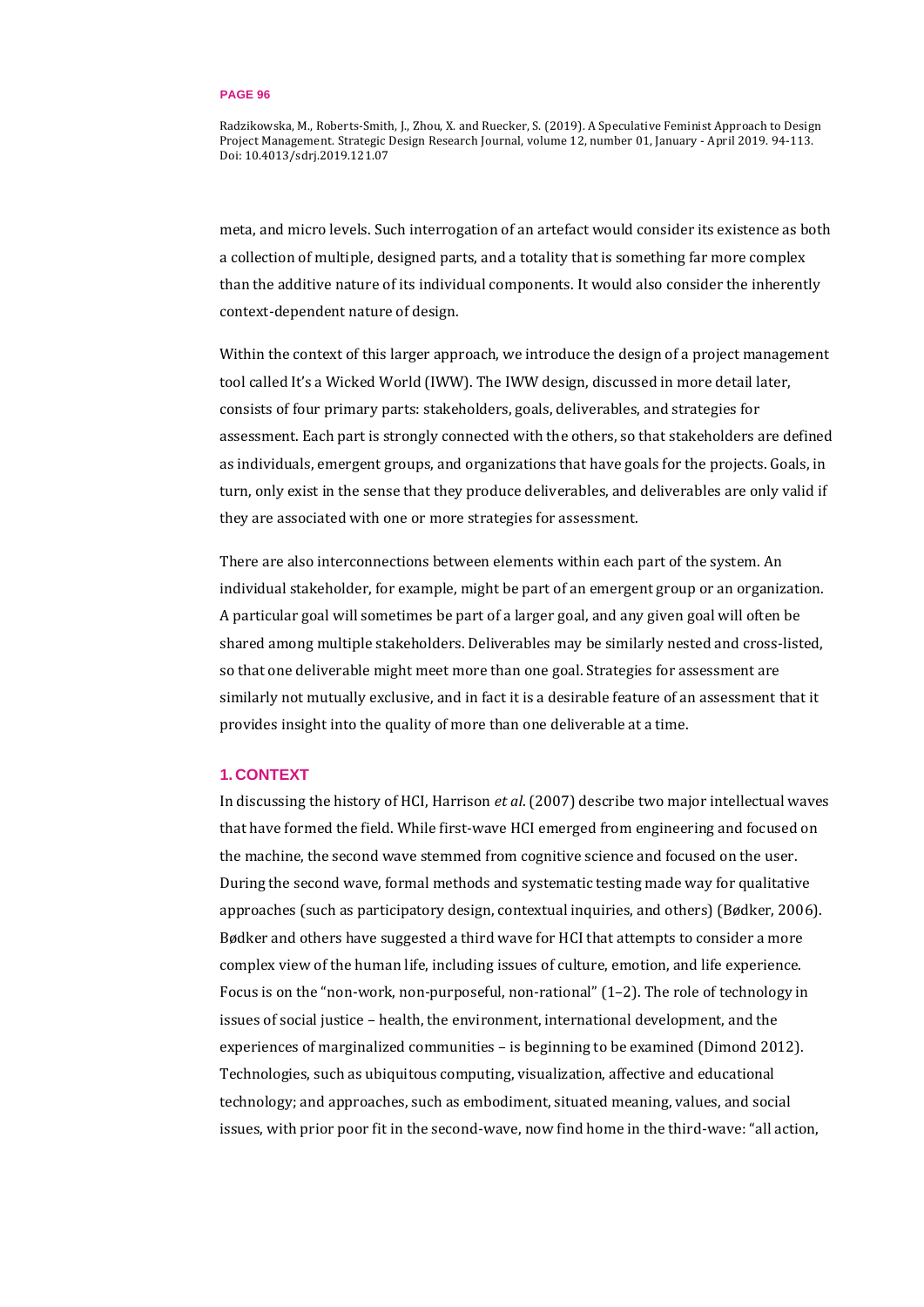meta, and micro levels. Such interrogation of an artefact would consider its existence as both a collection of multiple, designed parts, and a totality that is something far more complex than the additive nature of its individual components. It would also consider the inherently context-dependent nature of design.

Within the context of this larger approach, we introduce the design of a project management tool called It's a Wicked World (IWW). The IWW design, discussed in more detail later, consists of four primary parts: stakeholders, goals, deliverables, and strategies for assessment. Each part is strongly connected with the others, so that stakeholders are defined as individuals, emergent groups, and organizations that have goals for the projects. Goals, in turn, only exist in the sense that they produce deliverables, and deliverables are only valid if they are associated with one or more strategies for assessment.

There are also interconnections between elements within each part of the system. An individual stakeholder, for example, might be part of an emergent group or an organization. A particular goal will sometimes be part of a larger goal, and any given goal will often be shared among multiple stakeholders. Deliverables may be similarly nested and cross-listed, so that one deliverable might meet more than one goal. Strategies for assessment are similarly not mutually exclusive, and in fact it is a desirable feature of an assessment that it provides insight into the quality of more than one deliverable at a time.

## 1. CONTEXT

In discussing the history of HCI, Harrison *et al*. (2007) describe two major intellectual waves that have formed the field. While first-wave HCI emerged from engineering and focused on the machine, the second wave stemmed from cognitive science and focused on the user. During the second wave, formal methods and systematic testing made way for qualitative approaches (such as participatory design, contextual inquiries, and others) (Bødker, 2006). Bødker and others have suggested a third wave for HCI that attempts to consider a more complex view of the human life, including issues of culture, emotion, and life experience. Focus is on the "non-work, non-purposeful, non-rational" (1–2). The role of technology in issues of social justice – health, the environment, international development, and the experiences of marginalized communities – is beginning to be examined (Dimond 2012). Technologies, such as ubiquitous computing, visualization, affective and educational technology; and approaches, such as embodiment, situated meaning, values, and social issues, with prior poor fit in the second-wave, now find home in the third-wave: "all action,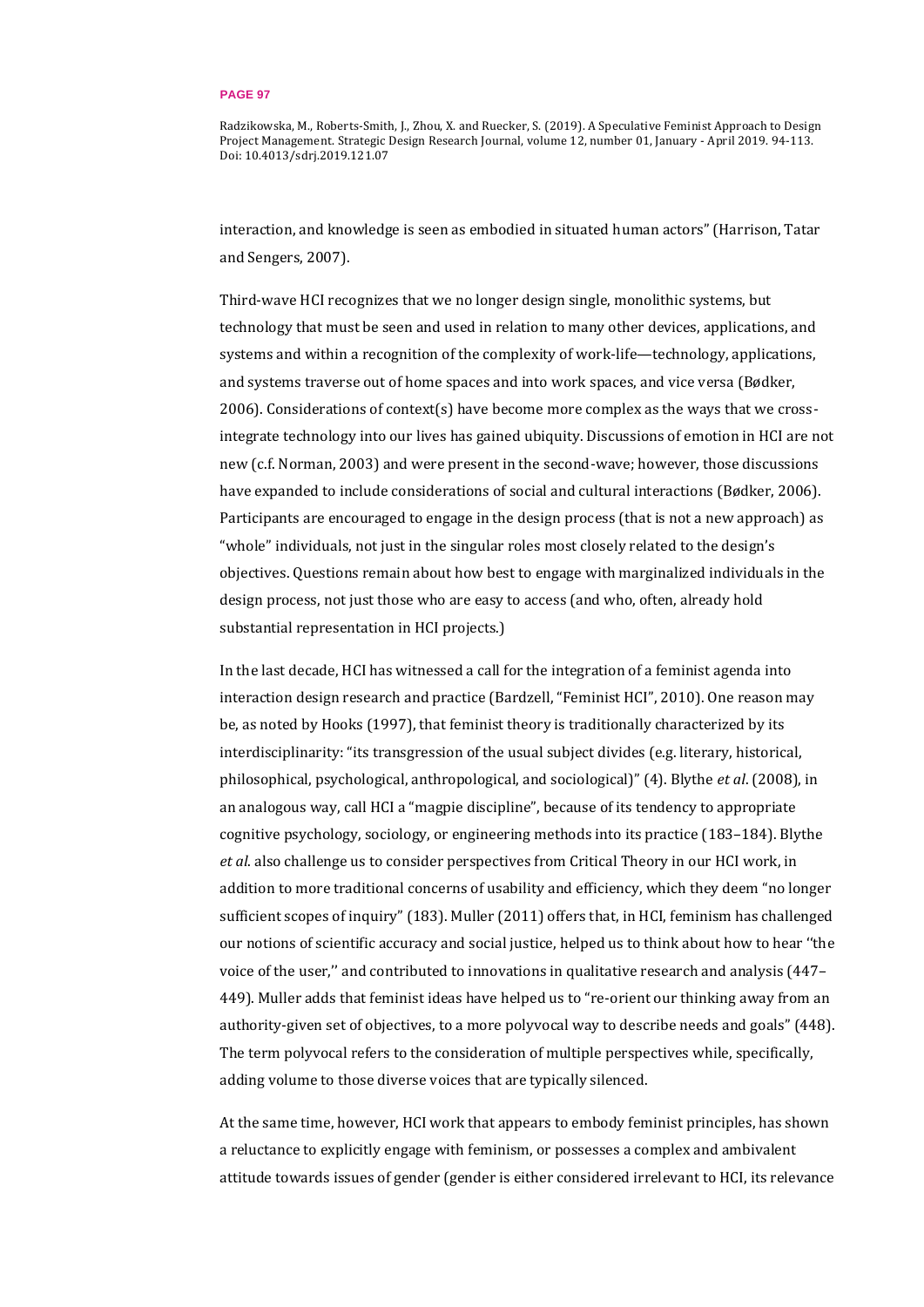interaction, and knowledge is seen as embodied in situated human actors" (Harrison, Tatar and Sengers, 2007).

Third-wave HCI recognizes that we no longer design single, monolithic systems, but technology that must be seen and used in relation to many other devices, applications, and systems and within a recognition of the complexity of work-life—technology, applications, and systems traverse out of home spaces and into work spaces, and vice versa (Bødker, 2006). Considerations of context(s) have become more complex as the ways that we cross-integrate technology into our lives has gained ubiquity. Discussions of emotion in HCI are not new (c.f. Norman, 2003) and were present in the second-wave; however, those discussions have expanded to include considerations of social and cultural interactions (Bødker, 2006). Participants are encouraged to engage in the design process (that is not a new approach) as "whole" individuals, not just in the singular roles most closely related to the design's objectives. Questions remain about how best to engage with marginalized individuals in the design process, not just those who are easy to access (and who, often, already hold substantial representation in HCI projects.)

In the last decade, HCI has witnessed a call for the integration of a feminist agenda into interaction design research and practice (Bardzell, "Feminist HCI", 2010). One reason may be, as noted by Hooks (1997), that feminist theory is traditionally characterized by its interdisciplinarity: "its transgression of the usual subject divides (e.g. literary, historical, philosophical, psychological, anthropological, and sociological)" (4). Blythe *et al*. (2008), in an analogous way, call HCI a "magpie discipline", because of its tendency to appropriate cognitive psychology, sociology, or engineering methods into its practice (183–184). Blythe *et al*. also challenge us to consider perspectives from Critical Theory in our HCI work, in addition to more traditional concerns of usability and efficiency, which they deem "no longer sufficient scopes of inquiry" (183). Muller (2011) offers that, in HCI, feminism has challenged our notions of scientific accuracy and social justice, helped us to think about how to hear ''the voice of the user,'' and contributed to innovations in qualitative research and analysis (447–449). Muller adds that feminist ideas have helped us to "re-orient our thinking away from an authority-given set of objectives, to a more polyvocal way to describe needs and goals" (448). The term polyvocal refers to the consideration of multiple perspectives while, specifically, adding volume to those diverse voices that are typically silenced.

At the same time, however, HCI work that appears to embody feminist principles, has shown a reluctance to explicitly engage with feminism, or possesses a complex and ambivalent attitude towards issues of gender (gender is either considered irrelevant to HCI, its relevance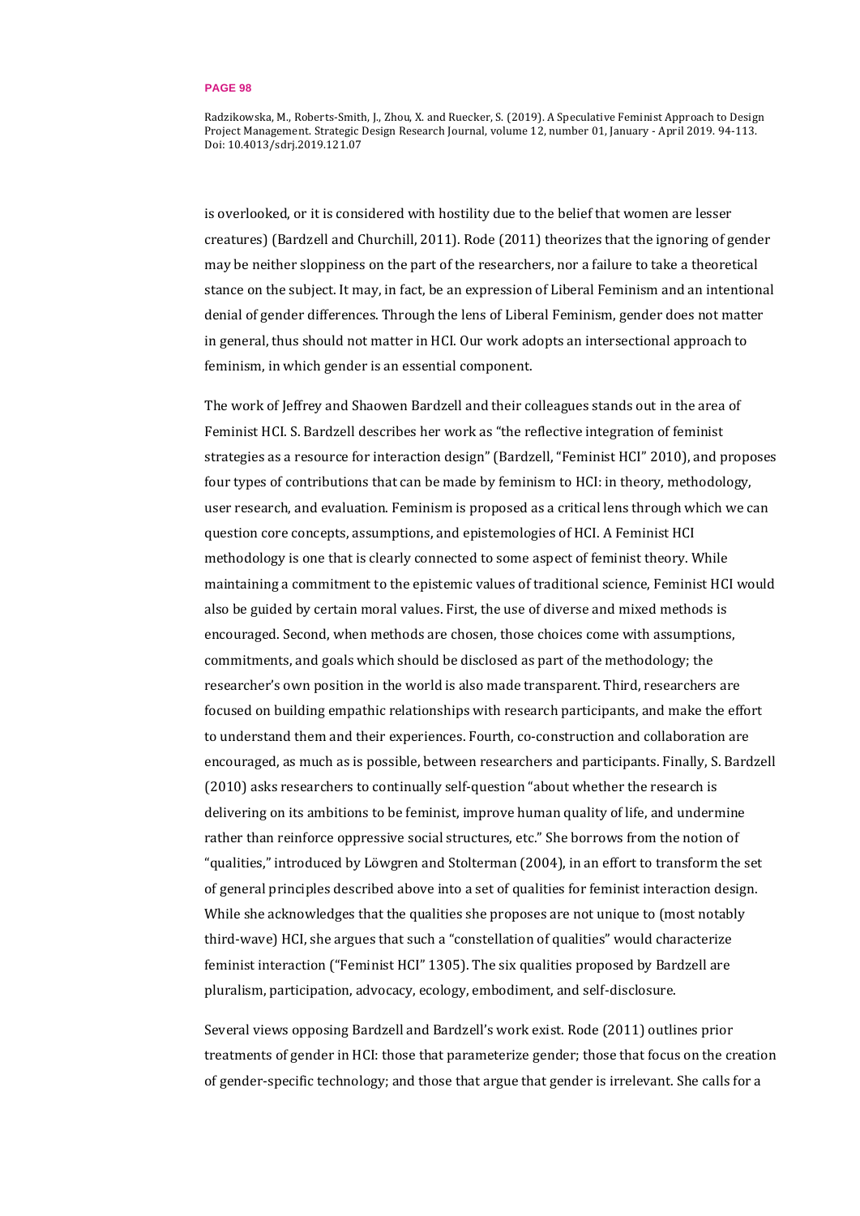is overlooked, or it is considered with hostility due to the belief that women are lesser creatures) (Bardzell and Churchill, 2011). Rode (2011) theorizes that the ignoring of gender may be neither sloppiness on the part of the researchers, nor a failure to take a theoretical stance on the subject. It may, in fact, be an expression of Liberal Feminism and an intentional denial of gender differences. Through the lens of Liberal Feminism, gender does not matter in general, thus should not matter in HCI. Our work adopts an intersectional approach to feminism, in which gender is an essential component.

The work of Jeffrey and Shaowen Bardzell and their colleagues stands out in the area of Feminist HCI. S. Bardzell describes her work as "the reflective integration of feminist strategies as a resource for interaction design" (Bardzell, "Feminist HCI" 2010), and proposes four types of contributions that can be made by feminism to HCI: in theory, methodology, user research, and evaluation. Feminism is proposed as a critical lens through which we can question core concepts, assumptions, and epistemologies of HCI. A Feminist HCI methodology is one that is clearly connected to some aspect of feminist theory. While maintaining a commitment to the epistemic values of traditional science, Feminist HCI would also be guided by certain moral values. First, the use of diverse and mixed methods is encouraged. Second, when methods are chosen, those choices come with assumptions, commitments, and goals which should be disclosed as part of the methodology; the researcher's own position in the world is also made transparent. Third, researchers are focused on building empathic relationships with research participants, and make the effort to understand them and their experiences. Fourth, co-construction and collaboration are encouraged, as much as is possible, between researchers and participants. Finally, S. Bardzell (2010) asks researchers to continually self-question "about whether the research is delivering on its ambitions to be feminist, improve human quality of life, and undermine rather than reinforce oppressive social structures, etc." She borrows from the notion of "qualities," introduced by Löwgren and Stolterman (2004), in an effort to transform the set of general principles described above into a set of qualities for feminist interaction design. While she acknowledges that the qualities she proposes are not unique to (most notably third-wave) HCI, she argues that such a "constellation of qualities" would characterize feminist interaction ("Feminist HCI" 1305). The six qualities proposed by Bardzell are pluralism, participation, advocacy, ecology, embodiment, and self-disclosure.

Several views opposing Bardzell and Bardzell's work exist. Rode (2011) outlines prior treatments of gender in HCI: those that parameterize gender; those that focus on the creation of gender-specific technology; and those that argue that gender is irrelevant. She calls for a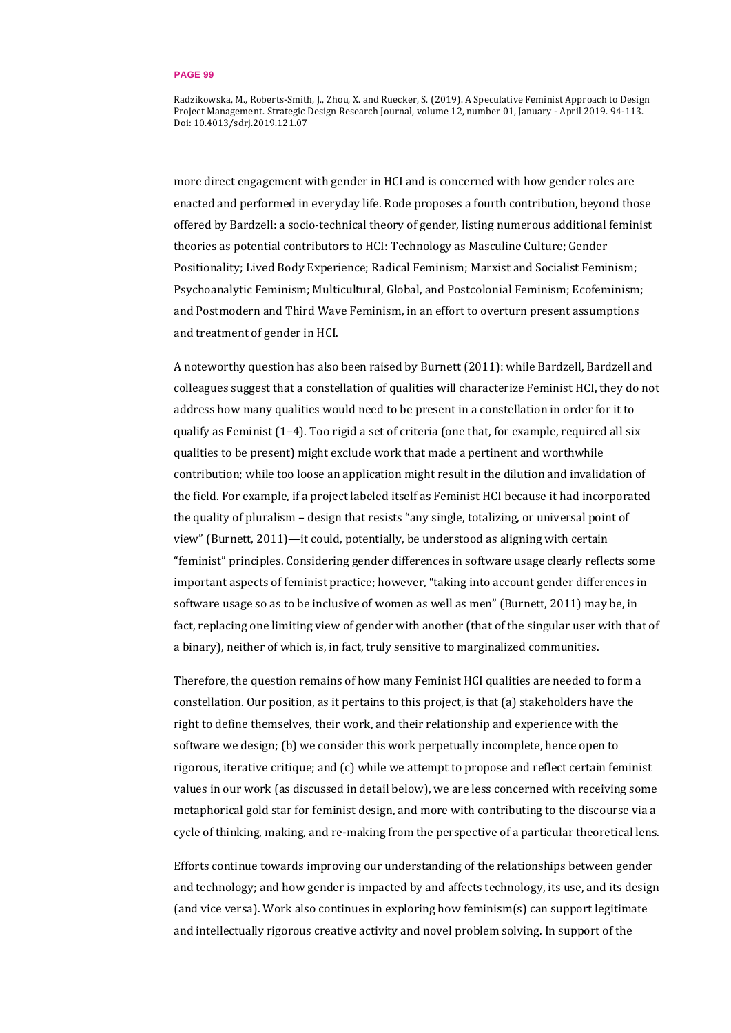more direct engagement with gender in HCI and is concerned with how gender roles are enacted and performed in everyday life. Rode proposes a fourth contribution, beyond those offered by Bardzell: a socio-technical theory of gender, listing numerous additional feminist theories as potential contributors to HCI: Technology as Masculine Culture; Gender Positionality; Lived Body Experience; Radical Feminism; Marxist and Socialist Feminism; Psychoanalytic Feminism; Multicultural, Global, and Postcolonial Feminism; Ecofeminism; and Postmodern and Third Wave Feminism, in an effort to overturn present assumptions and treatment of gender in HCI.

A noteworthy question has also been raised by Burnett (2011): while Bardzell, Bardzell and colleagues suggest that a constellation of qualities will characterize Feminist HCI, they do not address how many qualities would need to be present in a constellation in order for it to qualify as Feminist (1–4). Too rigid a set of criteria (one that, for example, required all six qualities to be present) might exclude work that made a pertinent and worthwhile contribution; while too loose an application might result in the dilution and invalidation of the field. For example, if a project labeled itself as Feminist HCI because it had incorporated the quality of pluralism – design that resists "any single, totalizing, or universal point of view" (Burnett, 2011)—it could, potentially, be understood as aligning with certain "feminist" principles. Considering gender differences in software usage clearly reflects some important aspects of feminist practice; however, "taking into account gender differences in software usage so as to be inclusive of women as well as men" (Burnett, 2011) may be, in fact, replacing one limiting view of gender with another (that of the singular user with that of a binary), neither of which is, in fact, truly sensitive to marginalized communities.

Therefore, the question remains of how many Feminist HCI qualities are needed to form a constellation. Our position, as it pertains to this project, is that (a) stakeholders have the right to define themselves, their work, and their relationship and experience with the software we design; (b) we consider this work perpetually incomplete, hence open to rigorous, iterative critique; and (c) while we attempt to propose and reflect certain feminist values in our work (as discussed in detail below), we are less concerned with receiving some metaphorical gold star for feminist design, and more with contributing to the discourse via a cycle of thinking, making, and re-making from the perspective of a particular theoretical lens.

Efforts continue towards improving our understanding of the relationships between gender and technology; and how gender is impacted by and affects technology, its use, and its design (and vice versa). Work also continues in exploring how feminism(s) can support legitimate and intellectually rigorous creative activity and novel problem solving. In support of the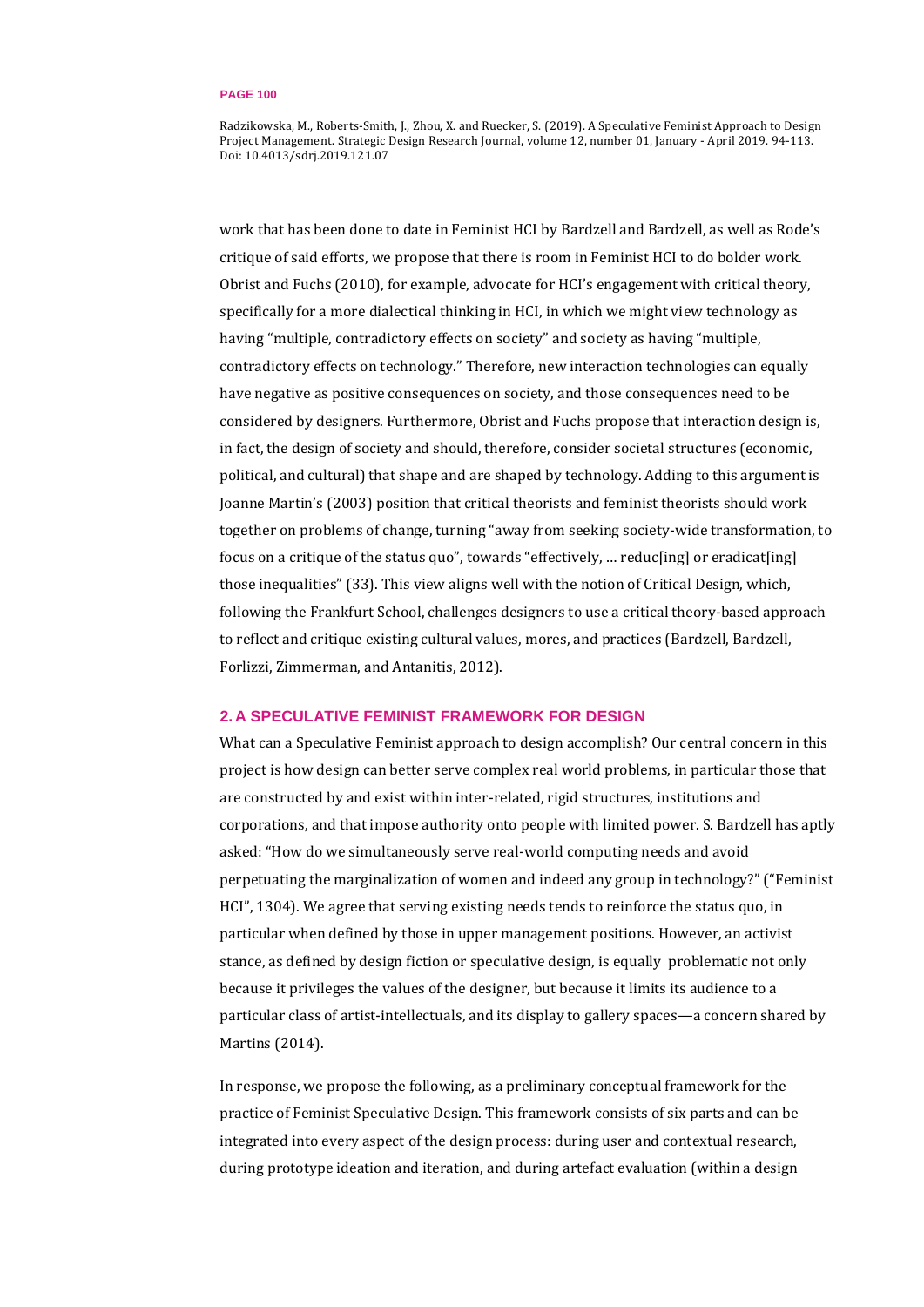work that has been done to date in Feminist HCI by Bardzell and Bardzell, as well as Rode's critique of said efforts, we propose that there is room in Feminist HCI to do bolder work. Obrist and Fuchs (2010), for example, advocate for HCI's engagement with critical theory, specifically for a more dialectical thinking in HCI, in which we might view technology as having "multiple, contradictory effects on society" and society as having "multiple, contradictory effects on technology." Therefore, new interaction technologies can equally have negative as positive consequences on society, and those consequences need to be considered by designers. Furthermore, Obrist and Fuchs propose that interaction design is, in fact, the design of society and should, therefore, consider societal structures (economic, political, and cultural) that shape and are shaped by technology. Adding to this argument is Joanne Martin's (2003) position that critical theorists and feminist theorists should work together on problems of change, turning "away from seeking society-wide transformation, to focus on a critique of the status quo", towards "effectively, ... reduc[ing] or eradicat[ing] those inequalities" (33). This view aligns well with the notion of Critical Design, which, following the Frankfurt School, challenges designers to use a critical theory-based approach to reflect and critique existing cultural values, mores, and practices (Bardzell, Bardzell, Forlizzi, Zimmerman, and Antanitis, 2012).

## 2. A SPECULATIVE FEMINIST FRAMEWORK FOR DESIGN

What can a Speculative Feminist approach to design accomplish? Our central concern in this project is how design can better serve complex real world problems, in particular those that are constructed by and exist within inter-related, rigid structures, institutions and corporations, and that impose authority onto people with limited power. S. Bardzell has aptly asked: "How do we simultaneously serve real-world computing needs and avoid perpetuating the marginalization of women and indeed any group in technology?" ("Feminist HCI", 1304). We agree that serving existing needs tends to reinforce the status quo, in particular when defined by those in upper management positions. However, an activist stance, as defined by design fiction or speculative design, is equally problematic not only because it privileges the values of the designer, but because it limits its audience to a particular class of artist-intellectuals, and its display to gallery spaces—a concern shared by Martins (2014).

In response, we propose the following, as a preliminary conceptual framework for the practice of Feminist Speculative Design. This framework consists of six parts and can be integrated into every aspect of the design process: during user and contextual research, during prototype ideation and iteration, and during artefact evaluation (within a design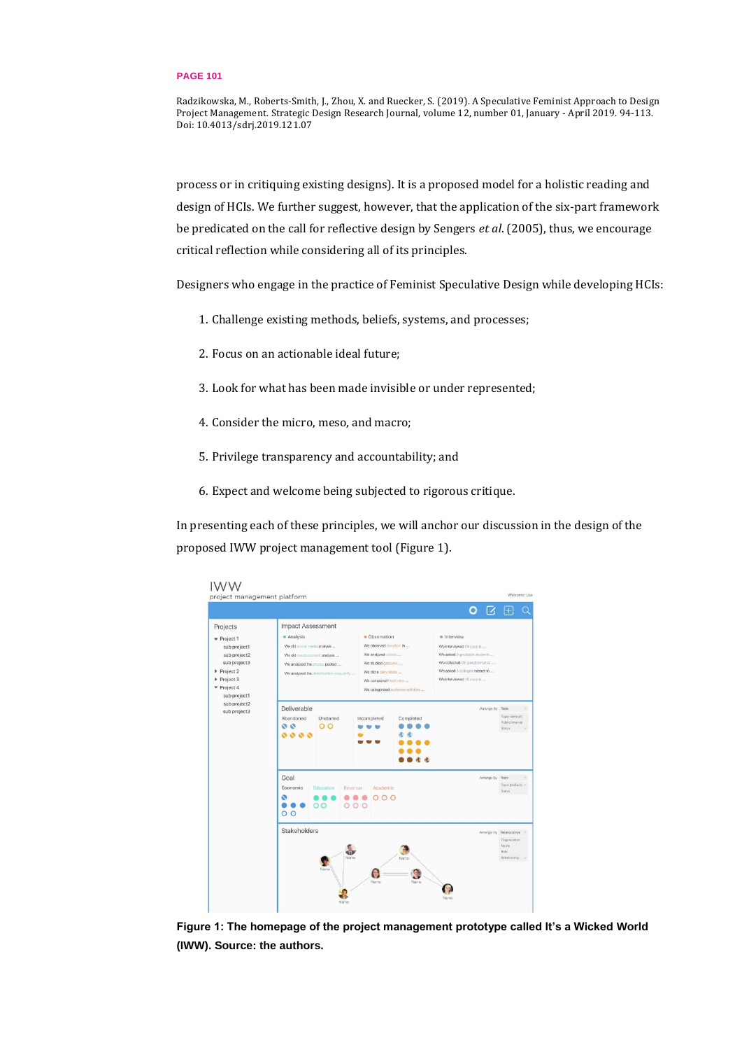process or in critiquing existing designs). It is a proposed model for a holistic reading and design of HCIs. We further suggest, however, that the application of the six-part framework be predicated on the call for reflective design by Sengers *et al*. (2005), thus, we encourage critical reflection while considering all of its principles.

Designers who engage in the practice of Feminist Speculative Design while developing HCIs:

1. Challenge existing methods, beliefs, systems, and processes;
2. Focus on an actionable ideal future;
3. Look for what has been made invisible or under represented;
4. Consider the micro, meso, and macro;
5. Privilege transparency and accountability; and
6. Expect and welcome being subjected to rigorous critique.

In presenting each of these principles, we will anchor our discussion in the design of the proposed IWW project management tool (Figure 1).

**Figure 1: The homepage of the project management prototype called It's a Wicked World (IWW). Source: the authors.**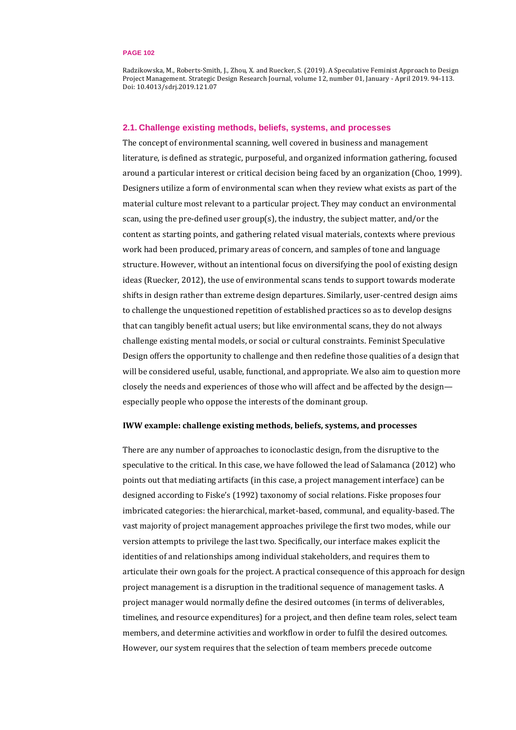## 2.1. Challenge existing methods, beliefs, systems, and processes

The concept of environmental scanning, well covered in business and management literature, is defined as strategic, purposeful, and organized information gathering, focused around a particular interest or critical decision being faced by an organization (Choo, 1999). Designers utilize a form of environmental scan when they review what exists as part of the material culture most relevant to a particular project. They may conduct an environmental scan, using the pre-defined user group(s), the industry, the subject matter, and/or the content as starting points, and gathering related visual materials, contexts where previous work had been produced, primary areas of concern, and samples of tone and language structure. However, without an intentional focus on diversifying the pool of existing design ideas (Ruecker, 2012), the use of environmental scans tends to support towards moderate shifts in design rather than extreme design departures. Similarly, user-centred design aims to challenge the unquestioned repetition of established practices so as to develop designs that can tangibly benefit actual users; but like environmental scans, they do not always challenge existing mental models, or social or cultural constraints. Feminist Speculative Design offers the opportunity to challenge and then redefine those qualities of a design that will be considered useful, usable, functional, and appropriate. We also aim to question more closely the needs and experiences of those who will affect and be affected by the design—especially people who oppose the interests of the dominant group.

**IWW example: challenge existing methods, beliefs, systems, and processes**

There are any number of approaches to iconoclastic design, from the disruptive to the speculative to the critical. In this case, we have followed the lead of Salamanca (2012) who points out that mediating artifacts (in this case, a project management interface) can be designed according to Fiske's (1992) taxonomy of social relations. Fiske proposes four imbricated categories: the hierarchical, market-based, communal, and equality-based. The vast majority of project management approaches privilege the first two modes, while our version attempts to privilege the last two. Specifically, our interface makes explicit the identities of and relationships among individual stakeholders, and requires them to articulate their own goals for the project. A practical consequence of this approach for design project management is a disruption in the traditional sequence of management tasks. A project manager would normally define the desired outcomes (in terms of deliverables, timelines, and resource expenditures) for a project, and then define team roles, select team members, and determine activities and workflow in order to fulfil the desired outcomes. However, our system requires that the selection of team members precede outcome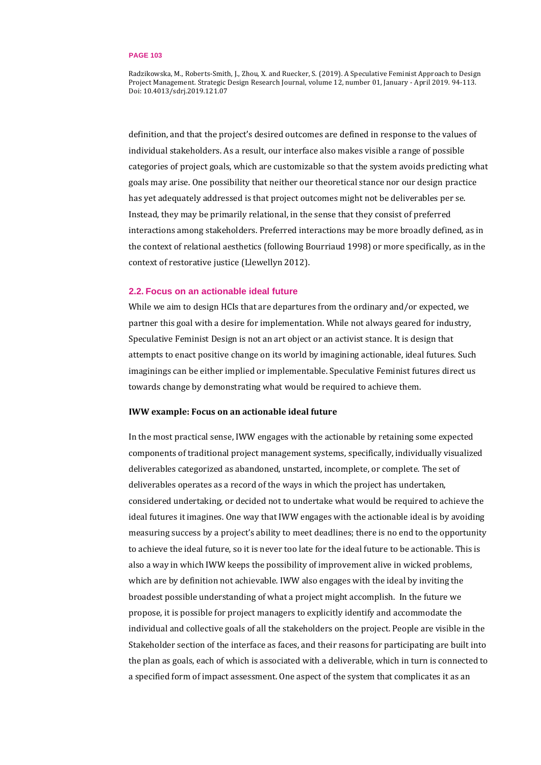definition, and that the project's desired outcomes are defined in response to the values of individual stakeholders. As a result, our interface also makes visible a range of possible categories of project goals, which are customizable so that the system avoids predicting what goals may arise. One possibility that neither our theoretical stance nor our design practice has yet adequately addressed is that project outcomes might not be deliverables per se. Instead, they may be primarily relational, in the sense that they consist of preferred interactions among stakeholders. Preferred interactions may be more broadly defined, as in the context of relational aesthetics (following Bourriaud 1998) or more specifically, as in the context of restorative justice (Llewellyn 2012).

## 2.2. Focus on an actionable ideal future

While we aim to design HCIs that are departures from the ordinary and/or expected, we partner this goal with a desire for implementation. While not always geared for industry, Speculative Feminist Design is not an art object or an activist stance. It is design that attempts to enact positive change on its world by imagining actionable, ideal futures. Such imaginings can be either implied or implementable. Speculative Feminist futures direct us towards change by demonstrating what would be required to achieve them.

**IWW example: Focus on an actionable ideal future**

In the most practical sense, IWW engages with the actionable by retaining some expected components of traditional project management systems, specifically, individually visualized deliverables categorized as abandoned, unstarted, incomplete, or complete. The set of deliverables operates as a record of the ways in which the project has undertaken, considered undertaking, or decided not to undertake what would be required to achieve the ideal futures it imagines. One way that IWW engages with the actionable ideal is by avoiding measuring success by a project's ability to meet deadlines; there is no end to the opportunity to achieve the ideal future, so it is never too late for the ideal future to be actionable. This is also a way in which IWW keeps the possibility of improvement alive in wicked problems, which are by definition not achievable. IWW also engages with the ideal by inviting the broadest possible understanding of what a project might accomplish. In the future we propose, it is possible for project managers to explicitly identify and accommodate the individual and collective goals of all the stakeholders on the project. People are visible in the Stakeholder section of the interface as faces, and their reasons for participating are built into the plan as goals, each of which is associated with a deliverable, which in turn is connected to a specified form of impact assessment. One aspect of the system that complicates it as an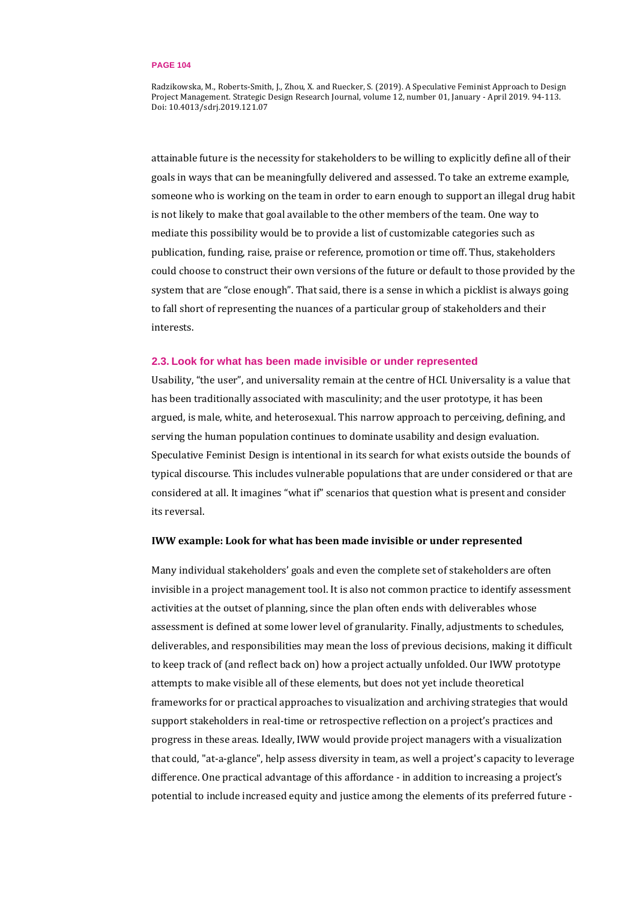attainable future is the necessity for stakeholders to be willing to explicitly define all of their goals in ways that can be meaningfully delivered and assessed. To take an extreme example, someone who is working on the team in order to earn enough to support an illegal drug habit is not likely to make that goal available to the other members of the team. One way to mediate this possibility would be to provide a list of customizable categories such as publication, funding, raise, praise or reference, promotion or time off. Thus, stakeholders could choose to construct their own versions of the future or default to those provided by the system that are "close enough". That said, there is a sense in which a picklist is always going to fall short of representing the nuances of a particular group of stakeholders and their interests.

### 2.3. Look for what has been made invisible or under represented

Usability, "the user", and universality remain at the centre of HCI. Universality is a value that has been traditionally associated with masculinity; and the user prototype, it has been argued, is male, white, and heterosexual. This narrow approach to perceiving, defining, and serving the human population continues to dominate usability and design evaluation. Speculative Feminist Design is intentional in its search for what exists outside the bounds of typical discourse. This includes vulnerable populations that are under considered or that are considered at all. It imagines "what if" scenarios that question what is present and consider its reversal.

**IWW example: Look for what has been made invisible or under represented**

Many individual stakeholders' goals and even the complete set of stakeholders are often invisible in a project management tool. It is also not common practice to identify assessment activities at the outset of planning, since the plan often ends with deliverables whose assessment is defined at some lower level of granularity. Finally, adjustments to schedules, deliverables, and responsibilities may mean the loss of previous decisions, making it difficult to keep track of (and reflect back on) how a project actually unfolded. Our IWW prototype attempts to make visible all of these elements, but does not yet include theoretical frameworks for or practical approaches to visualization and archiving strategies that would support stakeholders in real-time or retrospective reflection on a project's practices and progress in these areas. Ideally, IWW would provide project managers with a visualization that could, "at-a-glance", help assess diversity in team, as well a project's capacity to leverage difference. One practical advantage of this affordance - in addition to increasing a project's potential to include increased equity and justice among the elements of its preferred future -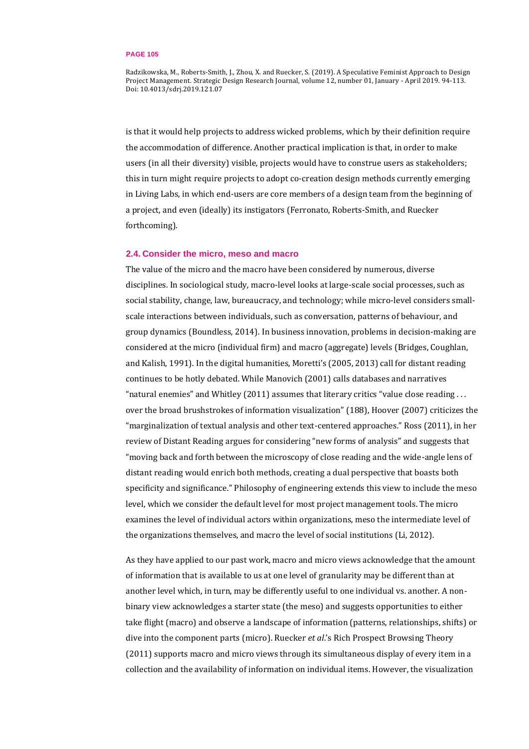is that it would help projects to address wicked problems, which by their definition require the accommodation of difference. Another practical implication is that, in order to make users (in all their diversity) visible, projects would have to construe users as stakeholders; this in turn might require projects to adopt co-creation design methods currently emerging in Living Labs, in which end-users are core members of a design team from the beginning of a project, and even (ideally) its instigators (Ferronato, Roberts-Smith, and Ruecker forthcoming).

### 2.4. Consider the micro, meso and macro

The value of the micro and the macro have been considered by numerous, diverse disciplines. In sociological study, macro-level looks at large-scale social processes, such as social stability, change, law, bureaucracy, and technology; while micro-level considers small-scale interactions between individuals, such as conversation, patterns of behaviour, and group dynamics (Boundless, 2014). In business innovation, problems in decision-making are considered at the micro (individual firm) and macro (aggregate) levels (Bridges, Coughlan, and Kalish, 1991). In the digital humanities, Moretti's (2005, 2013) call for distant reading continues to be hotly debated. While Manovich (2001) calls databases and narratives "natural enemies" and Whitley (2011) assumes that literary critics "value close reading . . . over the broad brushstrokes of information visualization" (188), Hoover (2007) criticizes the "marginalization of textual analysis and other text-centered approaches." Ross (2011), in her review of Distant Reading argues for considering "new forms of analysis" and suggests that "moving back and forth between the microscopy of close reading and the wide-angle lens of distant reading would enrich both methods, creating a dual perspective that boasts both specificity and significance." Philosophy of engineering extends this view to include the meso level, which we consider the default level for most project management tools. The micro examines the level of individual actors within organizations, meso the intermediate level of the organizations themselves, and macro the level of social institutions (Li, 2012).

As they have applied to our past work, macro and micro views acknowledge that the amount of information that is available to us at one level of granularity may be different than at another level which, in turn, may be differently useful to one individual vs. another. A non-binary view acknowledges a starter state (the meso) and suggests opportunities to either take flight (macro) and observe a landscape of information (patterns, relationships, shifts) or dive into the component parts (micro). Ruecker *et al*.'s Rich Prospect Browsing Theory (2011) supports macro and micro views through its simultaneous display of every item in a collection and the availability of information on individual items. However, the visualization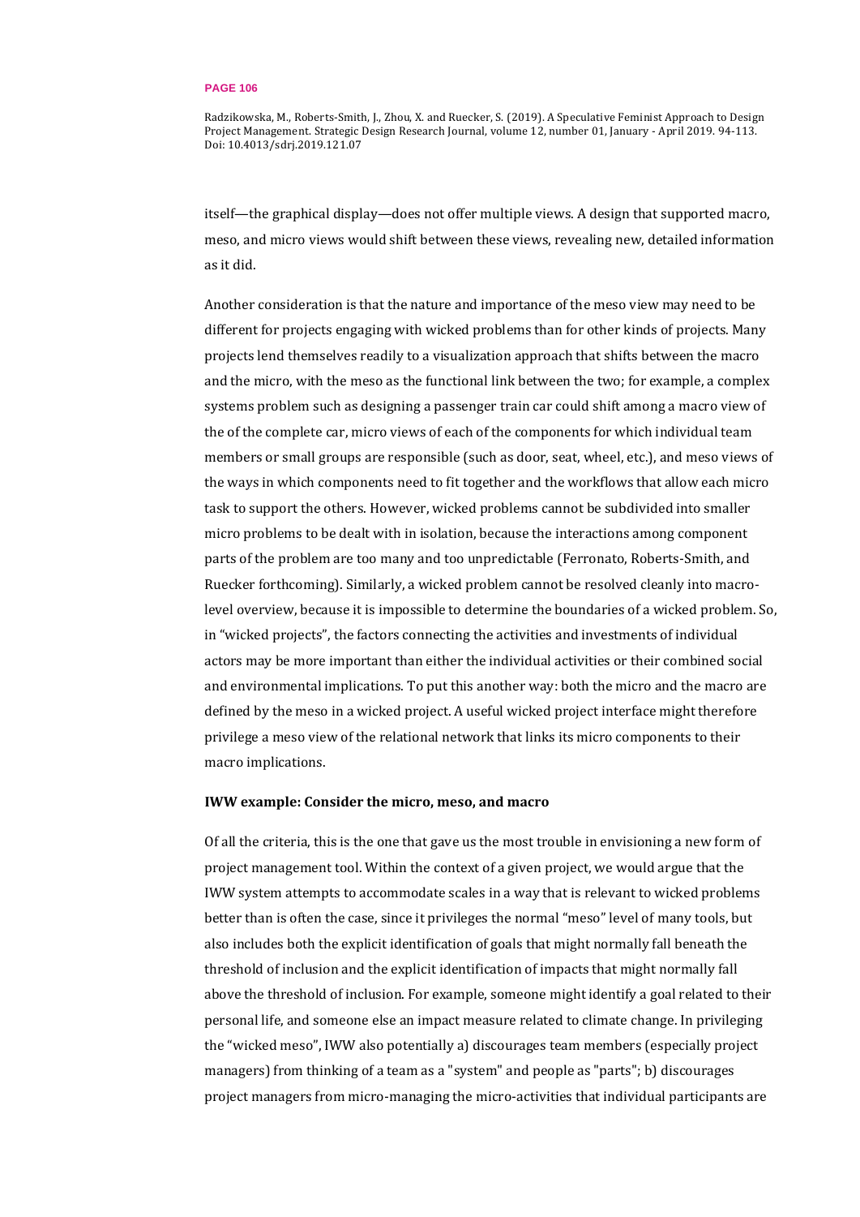itself—the graphical display—does not offer multiple views. A design that supported macro, meso, and micro views would shift between these views, revealing new, detailed information as it did.

Another consideration is that the nature and importance of the meso view may need to be different for projects engaging with wicked problems than for other kinds of projects. Many projects lend themselves readily to a visualization approach that shifts between the macro and the micro, with the meso as the functional link between the two; for example, a complex systems problem such as designing a passenger train car could shift among a macro view of the of the complete car, micro views of each of the components for which individual team members or small groups are responsible (such as door, seat, wheel, etc.), and meso views of the ways in which components need to fit together and the workflows that allow each micro task to support the others. However, wicked problems cannot be subdivided into smaller micro problems to be dealt with in isolation, because the interactions among component parts of the problem are too many and too unpredictable (Ferronato, Roberts-Smith, and Ruecker forthcoming). Similarly, a wicked problem cannot be resolved cleanly into macro-level overview, because it is impossible to determine the boundaries of a wicked problem. So, in "wicked projects", the factors connecting the activities and investments of individual actors may be more important than either the individual activities or their combined social and environmental implications. To put this another way: both the micro and the macro are defined by the meso in a wicked project. A useful wicked project interface might therefore privilege a meso view of the relational network that links its micro components to their macro implications.

**IWW example: Consider the micro, meso, and macro**

Of all the criteria, this is the one that gave us the most trouble in envisioning a new form of project management tool. Within the context of a given project, we would argue that the IWW system attempts to accommodate scales in a way that is relevant to wicked problems better than is often the case, since it privileges the normal "meso" level of many tools, but also includes both the explicit identification of goals that might normally fall beneath the threshold of inclusion and the explicit identification of impacts that might normally fall above the threshold of inclusion. For example, someone might identify a goal related to their personal life, and someone else an impact measure related to climate change. In privileging the "wicked meso", IWW also potentially a) discourages team members (especially project managers) from thinking of a team as a "system" and people as "parts"; b) discourages project managers from micro-managing the micro-activities that individual participants are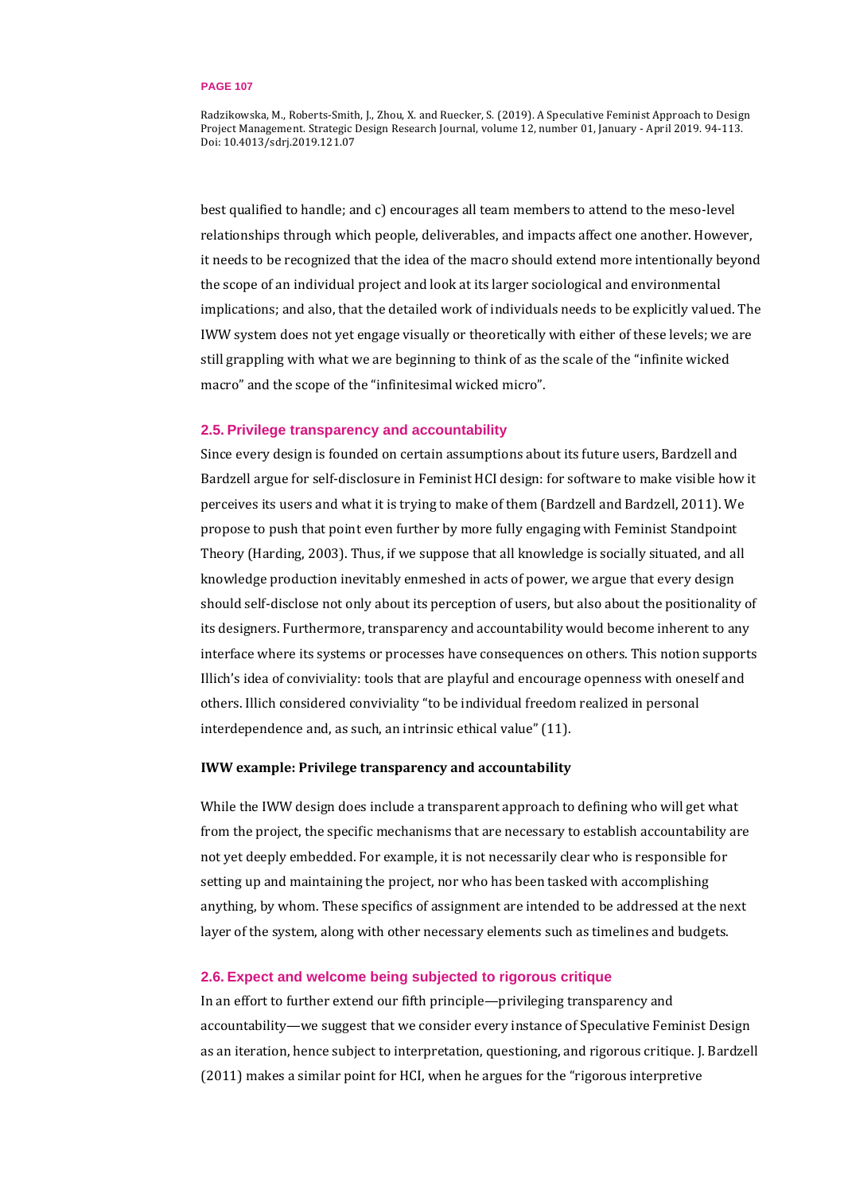best qualified to handle; and c) encourages all team members to attend to the meso-level relationships through which people, deliverables, and impacts affect one another. However, it needs to be recognized that the idea of the macro should extend more intentionally beyond the scope of an individual project and look at its larger sociological and environmental implications; and also, that the detailed work of individuals needs to be explicitly valued. The IWW system does not yet engage visually or theoretically with either of these levels; we are still grappling with what we are beginning to think of as the scale of the "infinite wicked macro" and the scope of the "infinitesimal wicked micro".

### 2.5. Privilege transparency and accountability

Since every design is founded on certain assumptions about its future users, Bardzell and Bardzell argue for self-disclosure in Feminist HCI design: for software to make visible how it perceives its users and what it is trying to make of them (Bardzell and Bardzell, 2011). We propose to push that point even further by more fully engaging with Feminist Standpoint Theory (Harding, 2003). Thus, if we suppose that all knowledge is socially situated, and all knowledge production inevitably enmeshed in acts of power, we argue that every design should self-disclose not only about its perception of users, but also about the positionality of its designers. Furthermore, transparency and accountability would become inherent to any interface where its systems or processes have consequences on others. This notion supports Illich's idea of conviviality: tools that are playful and encourage openness with oneself and others. Illich considered conviviality "to be individual freedom realized in personal interdependence and, as such, an intrinsic ethical value" (11).

**IWW example: Privilege transparency and accountability**

While the IWW design does include a transparent approach to defining who will get what from the project, the specific mechanisms that are necessary to establish accountability are not yet deeply embedded. For example, it is not necessarily clear who is responsible for setting up and maintaining the project, nor who has been tasked with accomplishing anything, by whom. These specifics of assignment are intended to be addressed at the next layer of the system, along with other necessary elements such as timelines and budgets.

### 2.6. Expect and welcome being subjected to rigorous critique

In an effort to further extend our fifth principle—privileging transparency and accountability—we suggest that we consider every instance of Speculative Feminist Design as an iteration, hence subject to interpretation, questioning, and rigorous critique. J. Bardzell (2011) makes a similar point for HCI, when he argues for the "rigorous interpretive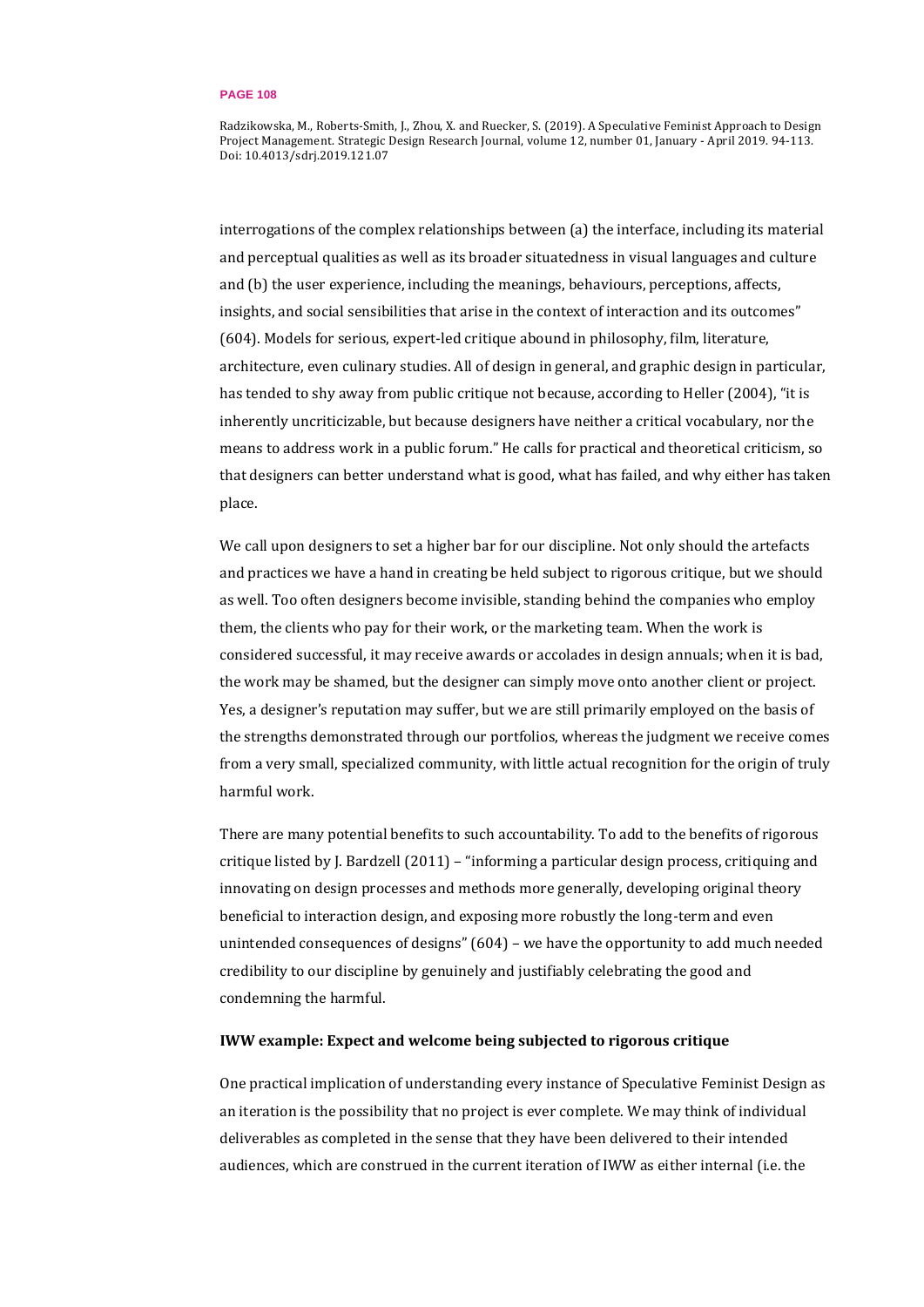interrogations of the complex relationships between (a) the interface, including its material and perceptual qualities as well as its broader situatedness in visual languages and culture and (b) the user experience, including the meanings, behaviours, perceptions, affects, insights, and social sensibilities that arise in the context of interaction and its outcomes" (604). Models for serious, expert-led critique abound in philosophy, film, literature, architecture, even culinary studies. All of design in general, and graphic design in particular, has tended to shy away from public critique not because, according to Heller (2004), "it is inherently uncriticizable, but because designers have neither a critical vocabulary, nor the means to address work in a public forum." He calls for practical and theoretical criticism, so that designers can better understand what is good, what has failed, and why either has taken place.

We call upon designers to set a higher bar for our discipline. Not only should the artefacts and practices we have a hand in creating be held subject to rigorous critique, but we should as well. Too often designers become invisible, standing behind the companies who employ them, the clients who pay for their work, or the marketing team. When the work is considered successful, it may receive awards or accolades in design annuals; when it is bad, the work may be shamed, but the designer can simply move onto another client or project. Yes, a designer's reputation may suffer, but we are still primarily employed on the basis of the strengths demonstrated through our portfolios, whereas the judgment we receive comes from a very small, specialized community, with little actual recognition for the origin of truly harmful work.

There are many potential benefits to such accountability. To add to the benefits of rigorous critique listed by J. Bardzell (2011) – "informing a particular design process, critiquing and innovating on design processes and methods more generally, developing original theory beneficial to interaction design, and exposing more robustly the long-term and even unintended consequences of designs" (604) – we have the opportunity to add much needed credibility to our discipline by genuinely and justifiably celebrating the good and condemning the harmful.

**IWW example: Expect and welcome being subjected to rigorous critique**

One practical implication of understanding every instance of Speculative Feminist Design as an iteration is the possibility that no project is ever complete. We may think of individual deliverables as completed in the sense that they have been delivered to their intended audiences, which are construed in the current iteration of IWW as either internal (i.e. the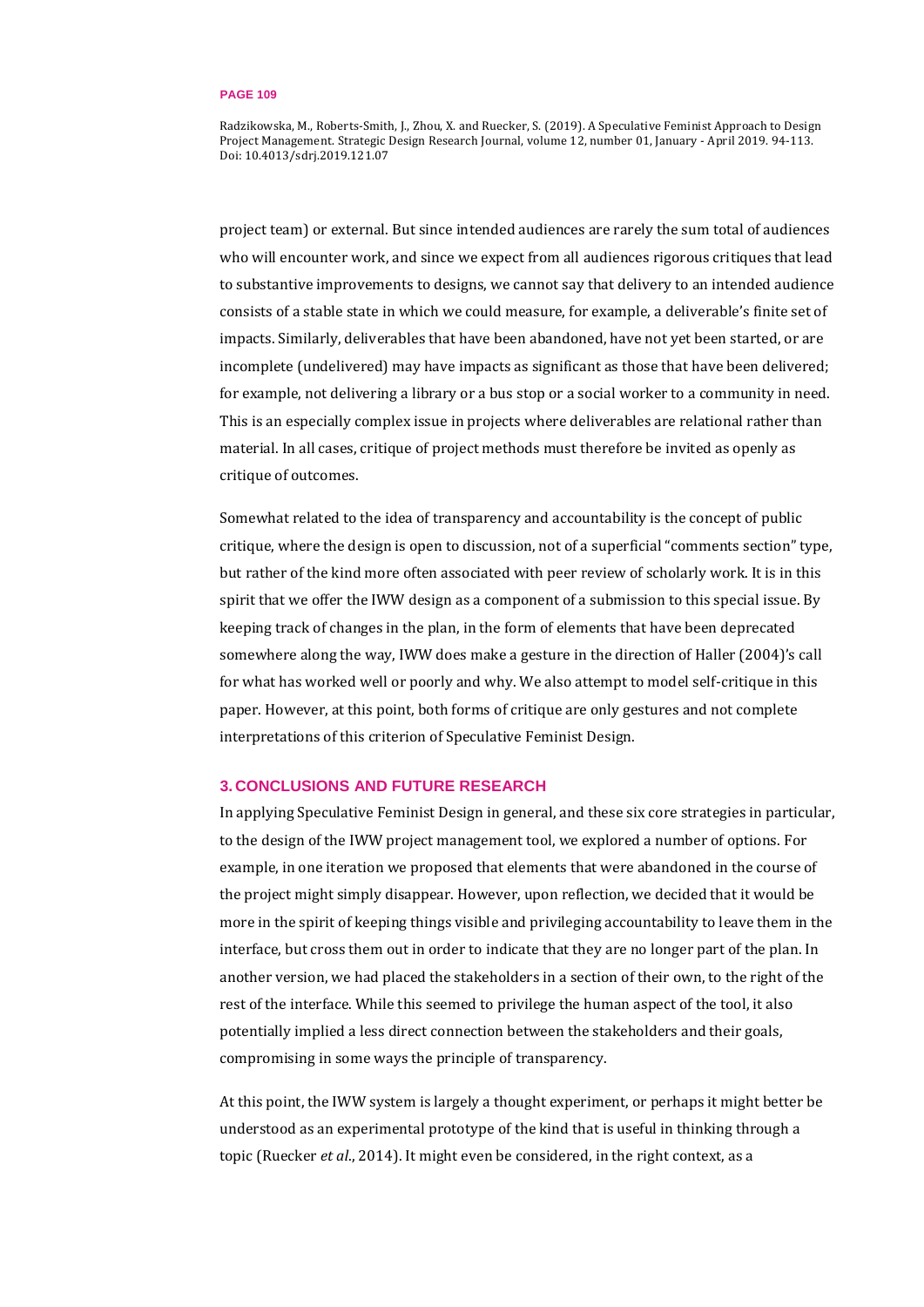project team) or external. But since intended audiences are rarely the sum total of audiences who will encounter work, and since we expect from all audiences rigorous critiques that lead to substantive improvements to designs, we cannot say that delivery to an intended audience consists of a stable state in which we could measure, for example, a deliverable's finite set of impacts. Similarly, deliverables that have been abandoned, have not yet been started, or are incomplete (undelivered) may have impacts as significant as those that have been delivered; for example, not delivering a library or a bus stop or a social worker to a community in need. This is an especially complex issue in projects where deliverables are relational rather than material. In all cases, critique of project methods must therefore be invited as openly as critique of outcomes.

Somewhat related to the idea of transparency and accountability is the concept of public critique, where the design is open to discussion, not of a superficial "comments section" type, but rather of the kind more often associated with peer review of scholarly work. It is in this spirit that we offer the IWW design as a component of a submission to this special issue. By keeping track of changes in the plan, in the form of elements that have been deprecated somewhere along the way, IWW does make a gesture in the direction of Haller (2004)'s call for what has worked well or poorly and why. We also attempt to model self-critique in this paper. However, at this point, both forms of critique are only gestures and not complete interpretations of this criterion of Speculative Feminist Design.

## 3. CONCLUSIONS AND FUTURE RESEARCH

In applying Speculative Feminist Design in general, and these six core strategies in particular, to the design of the IWW project management tool, we explored a number of options. For example, in one iteration we proposed that elements that were abandoned in the course of the project might simply disappear. However, upon reflection, we decided that it would be more in the spirit of keeping things visible and privileging accountability to leave them in the interface, but cross them out in order to indicate that they are no longer part of the plan. In another version, we had placed the stakeholders in a section of their own, to the right of the rest of the interface. While this seemed to privilege the human aspect of the tool, it also potentially implied a less direct connection between the stakeholders and their goals, compromising in some ways the principle of transparency.

At this point, the IWW system is largely a thought experiment, or perhaps it might better be understood as an experimental prototype of the kind that is useful in thinking through a topic (Ruecker *et al*., 2014). It might even be considered, in the right context, as a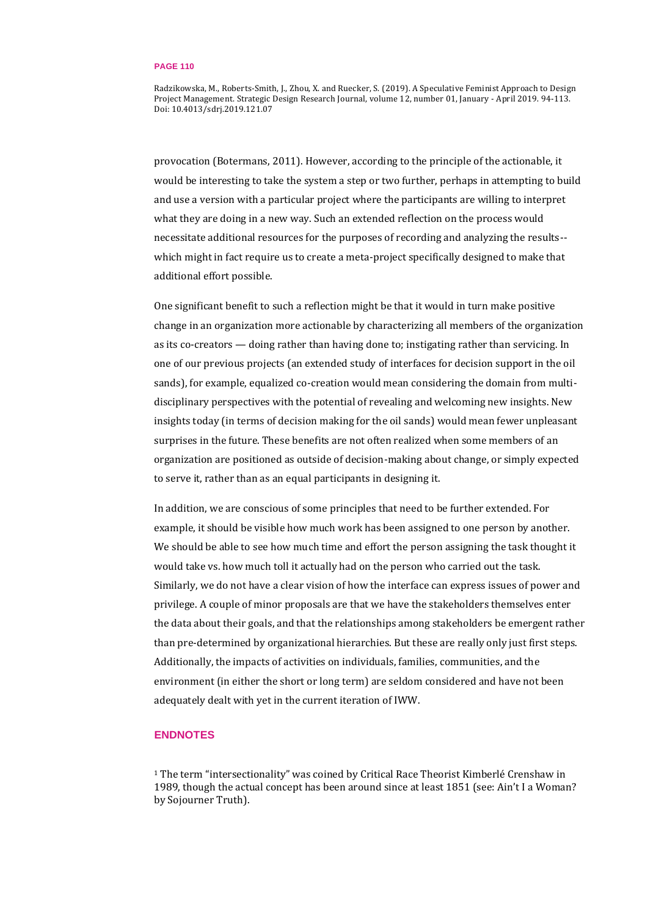provocation (Botermans, 2011). However, according to the principle of the actionable, it would be interesting to take the system a step or two further, perhaps in attempting to build and use a version with a particular project where the participants are willing to interpret what they are doing in a new way. Such an extended reflection on the process would necessitate additional resources for the purposes of recording and analyzing the results--which might in fact require us to create a meta-project specifically designed to make that additional effort possible.

One significant benefit to such a reflection might be that it would in turn make positive change in an organization more actionable by characterizing all members of the organization as its co-creators — doing rather than having done to; instigating rather than servicing. In one of our previous projects (an extended study of interfaces for decision support in the oil sands), for example, equalized co-creation would mean considering the domain from multi-disciplinary perspectives with the potential of revealing and welcoming new insights. New insights today (in terms of decision making for the oil sands) would mean fewer unpleasant surprises in the future. These benefits are not often realized when some members of an organization are positioned as outside of decision-making about change, or simply expected to serve it, rather than as an equal participants in designing it.

In addition, we are conscious of some principles that need to be further extended. For example, it should be visible how much work has been assigned to one person by another. We should be able to see how much time and effort the person assigning the task thought it would take vs. how much toll it actually had on the person who carried out the task. Similarly, we do not have a clear vision of how the interface can express issues of power and privilege. A couple of minor proposals are that we have the stakeholders themselves enter the data about their goals, and that the relationships among stakeholders be emergent rather than pre-determined by organizational hierarchies. But these are really only just first steps. Additionally, the impacts of activities on individuals, families, communities, and the environment (in either the short or long term) are seldom considered and have not been adequately dealt with yet in the current iteration of IWW.

## ENDNOTES

[1] The term "intersectionality" was coined by Critical Race Theorist Kimberlé Crenshaw in 1989, though the actual concept has been around since at least 1851 (see: Ain't I a Woman? by Sojourner Truth).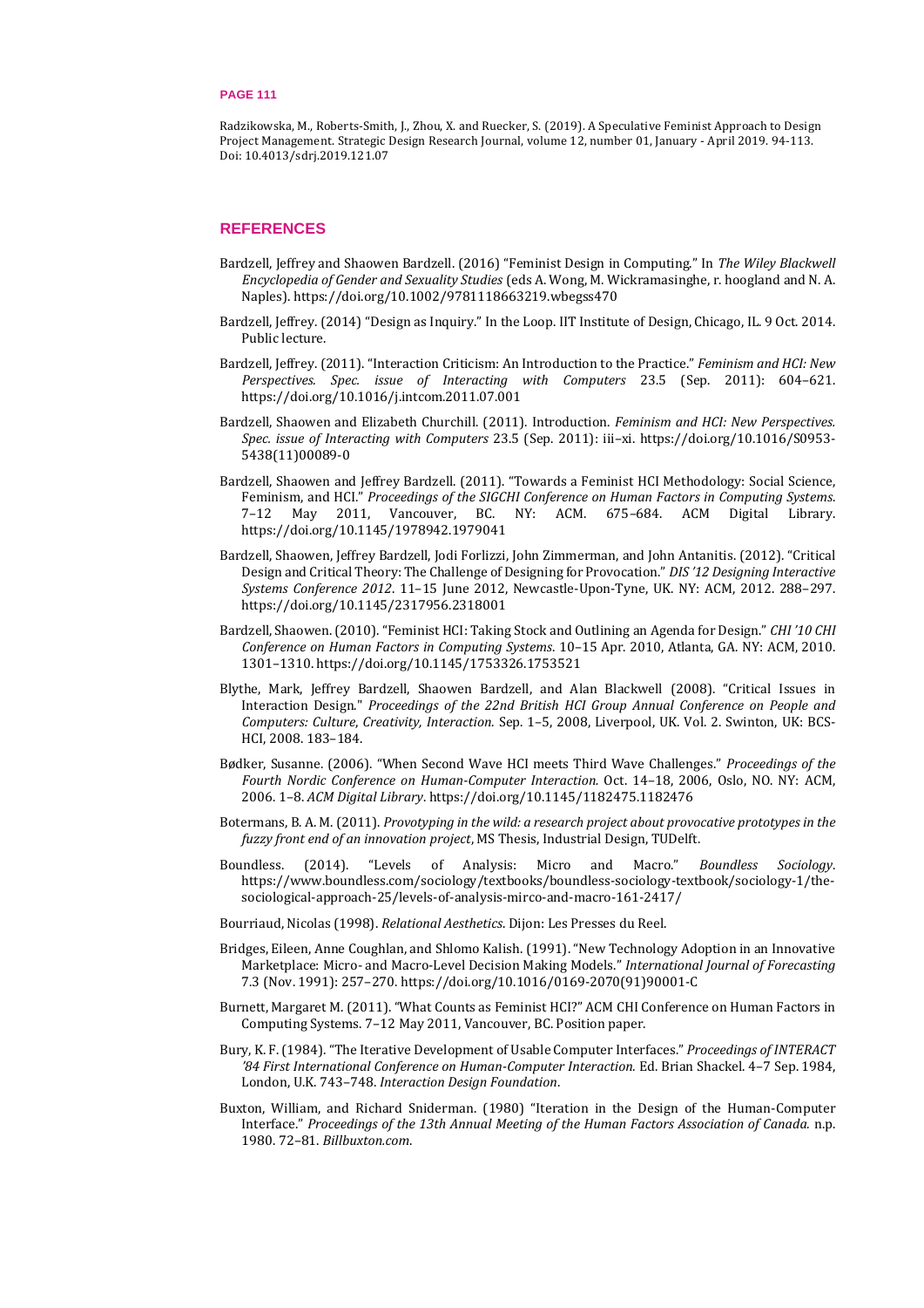## REFERENCES

Bardzell, Jeffrey and Shaowen Bardzell. (2016) "Feminist Design in Computing." In *The Wiley Blackwell Encyclopedia of Gender and Sexuality Studies* (eds A. Wong, M. Wickramasinghe, r. hoogland and N. A. Naples). https://doi.org/10.1002/9781118663219.wbegss470

Bardzell, Jeffrey. (2014) "Design as Inquiry." In the Loop. IIT Institute of Design, Chicago, IL. 9 Oct. 2014. Public lecture.

Bardzell, Jeffrey. (2011). "Interaction Criticism: An Introduction to the Practice." *Feminism and HCI: New Perspectives. Spec. issue of Interacting with Computers* 23.5 (Sep. 2011): 604–621. https://doi.org/10.1016/j.intcom.2011.07.001

Bardzell, Shaowen and Elizabeth Churchill. (2011). Introduction. *Feminism and HCI: New Perspectives. Spec. issue of Interacting with Computers* 23.5 (Sep. 2011): iii–xi. https://doi.org/10.1016/S0953-5438(11)00089-0

Bardzell, Shaowen and Jeffrey Bardzell. (2011). "Towards a Feminist HCI Methodology: Social Science, Feminism, and HCI." *Proceedings of the SIGCHI Conference on Human Factors in Computing Systems*. 7–12 May 2011, Vancouver, BC. NY: ACM. 675–684. ACM Digital Library. https://doi.org/10.1145/1978942.1979041

Bardzell, Shaowen, Jeffrey Bardzell, Jodi Forlizzi, John Zimmerman, and John Antanitis. (2012). "Critical Design and Critical Theory: The Challenge of Designing for Provocation." *DIS '12 Designing Interactive Systems Conference 2012*. 11–15 June 2012, Newcastle-Upon-Tyne, UK. NY: ACM, 2012. 288–297. https://doi.org/10.1145/2317956.2318001

Bardzell, Shaowen. (2010). "Feminist HCI: Taking Stock and Outlining an Agenda for Design." *CHI '10 CHI Conference on Human Factors in Computing Systems*. 10–15 Apr. 2010, Atlanta, GA. NY: ACM, 2010. 1301–1310. https://doi.org/10.1145/1753326.1753521

Blythe, Mark, Jeffrey Bardzell, Shaowen Bardzell, and Alan Blackwell (2008). "Critical Issues in Interaction Design." *Proceedings of the 22nd British HCI Group Annual Conference on People and Computers: Culture, Creativity, Interaction*. Sep. 1–5, 2008, Liverpool, UK. Vol. 2. Swinton, UK: BCS-HCI, 2008. 183–184.

Bødker, Susanne. (2006). "When Second Wave HCI meets Third Wave Challenges." *Proceedings of the Fourth Nordic Conference on Human-Computer Interaction.* Oct. 14–18, 2006, Oslo, NO. NY: ACM, 2006. 1–8. *ACM Digital Library*. https://doi.org/10.1145/1182475.1182476

Botermans, B. A. M. (2011). *Provotyping in the wild: a research project about provocative prototypes in the fuzzy front end of an innovation project*, MS Thesis, Industrial Design, TUDelft.

Boundless. (2014). "Levels of Analysis: Micro and Macro." *Boundless Sociology*. https://www.boundless.com/sociology/textbooks/boundless-sociology-textbook/sociology-1/the-sociological-approach-25/levels-of-analysis-mirco-and-macro-161-2417/

Bourriaud, Nicolas (1998). *Relational Aesthetics*. Dijon: Les Presses du Reel.

Bridges, Eileen, Anne Coughlan, and Shlomo Kalish. (1991). "New Technology Adoption in an Innovative Marketplace: Micro- and Macro-Level Decision Making Models." *International Journal of Forecasting* 7.3 (Nov. 1991): 257–270. https://doi.org/10.1016/0169-2070(91)90001-C

Burnett, Margaret M. (2011). "What Counts as Feminist HCI?" ACM CHI Conference on Human Factors in Computing Systems. 7–12 May 2011, Vancouver, BC. Position paper.

Bury, K. F. (1984). "The Iterative Development of Usable Computer Interfaces." *Proceedings of INTERACT '84 First International Conference on Human-Computer Interaction.* Ed. Brian Shackel. 4–7 Sep. 1984, London, U.K. 743–748. *Interaction Design Foundation*.

Buxton, William, and Richard Sniderman. (1980) "Iteration in the Design of the Human-Computer Interface." *Proceedings of the 13th Annual Meeting of the Human Factors Association of Canada.* n.p. 1980. 72–81. *Billbuxton.com*.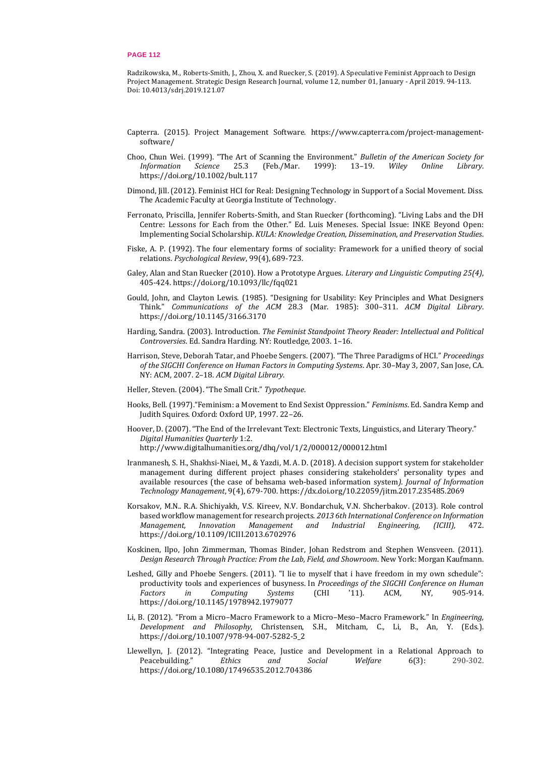Capterra. (2015). Project Management Software. https://www.capterra.com/project-management-software/

Choo, Chun Wei. (1999). "The Art of Scanning the Environment." *Bulletin of the American Society for Information Science* 25.3 (Feb./Mar. 1999): 13–19. *Wiley Online Library*. https://doi.org/10.1002/bult.117

Dimond, Jill. (2012). Feminist HCI for Real: Designing Technology in Support of a Social Movement. Diss. The Academic Faculty at Georgia Institute of Technology.

Ferronato, Priscilla, Jennifer Roberts-Smith, and Stan Ruecker (forthcoming). "Living Labs and the DH Centre: Lessons for Each from the Other." Ed. Luis Meneses. Special Issue: INKE Beyond Open: Implementing Social Scholarship. *KULA: Knowledge Creation, Dissemination, and Preservation Studies*.

Fiske, A. P. (1992). The four elementary forms of sociality: Framework for a unified theory of social relations. *Psychological Review*, 99(4), 689-723.

Galey, Alan and Stan Ruecker (2010). How a Prototype Argues. *Literary and Linguistic Computing 25(4)*, 405-424. https://doi.org/10.1093/llc/fqq021

Gould, John, and Clayton Lewis. (1985). "Designing for Usability: Key Principles and What Designers Think." *Communications of the ACM* 28.3 (Mar. 1985): 300–311. *ACM Digital Library*. https://doi.org/10.1145/3166.3170

Harding, Sandra. (2003). Introduction. *The Feminist Standpoint Theory Reader: Intellectual and Political Controversies*. Ed. Sandra Harding. NY: Routledge, 2003. 1–16.

Harrison, Steve, Deborah Tatar, and Phoebe Sengers. (2007). "The Three Paradigms of HCI." *Proceedings of the SIGCHI Conference on Human Factors in Computing Systems*. Apr. 30–May 3, 2007, San Jose, CA. NY: ACM, 2007. 2–18. *ACM Digital Library*.

Heller, Steven. (2004). "The Small Crit." *Typotheque*.

Hooks, Bell. (1997)."Feminism: a Movement to End Sexist Oppression." *Feminisms*. Ed. Sandra Kemp and Judith Squires. Oxford: Oxford UP, 1997. 22–26.

Hoover, D. (2007). "The End of the Irrelevant Text: Electronic Texts, Linguistics, and Literary Theory." *Digital Humanities Quarterly* 1:2. http://www.digitalhumanities.org/dhq/vol/1/2/000012/000012.html

Iranmanesh, S. H., Shakhsi-Niaei, M., & Yazdi, M. A. D. (2018). A decision support system for stakeholder management during different project phases considering stakeholders' personality types and available resources (the case of behsama web-based information system*). Journal of Information Technology Management*, 9(4), 679-700. https://dx.doi.org/10.22059/jitm.2017.235485.2069

Korsakov, M.N.. R.A. Shichiyakh, V.S. Kireev, N.V. Bondarchuk, V.N. Shcherbakov. (2013). Role control based workflow management for research projects. *2013 6th International Conference on Information Management, Innovation Management and Industrial Engineering, (ICIII),* 472. https://doi.org/10.1109/ICIII.2013.6702976

Koskinen, Ilpo, John Zimmerman, Thomas Binder, Johan Redstrom and Stephen Wensveen. (2011). *Design Research Through Practice: From the Lab, Field, and Showroom*. New York: Morgan Kaufmann.

Leshed, Gilly and Phoebe Sengers. (2011). "I lie to myself that i have freedom in my own schedule": productivity tools and experiences of busyness. In *Proceedings of the SIGCHI Conference on Human Factors in Computing Systems* (CHI '11). ACM, NY, 905-914. https://doi.org/10.1145/1978942.1979077

Li, B. (2012). "From a Micro–Macro Framework to a Micro–Meso–Macro Framework." In *Engineering, Development and Philosophy*, Christensen, S.H., Mitcham, C., Li, B., An, Y. (Eds.). https://doi.org/10.1007/978-94-007-5282-5_2

Llewellyn, J. (2012). "Integrating Peace, Justice and Development in a Relational Approach to Peacebuilding." *Ethics and Social Welfare* 6(3): 290-302. https://doi.org/10.1080/17496535.2012.704386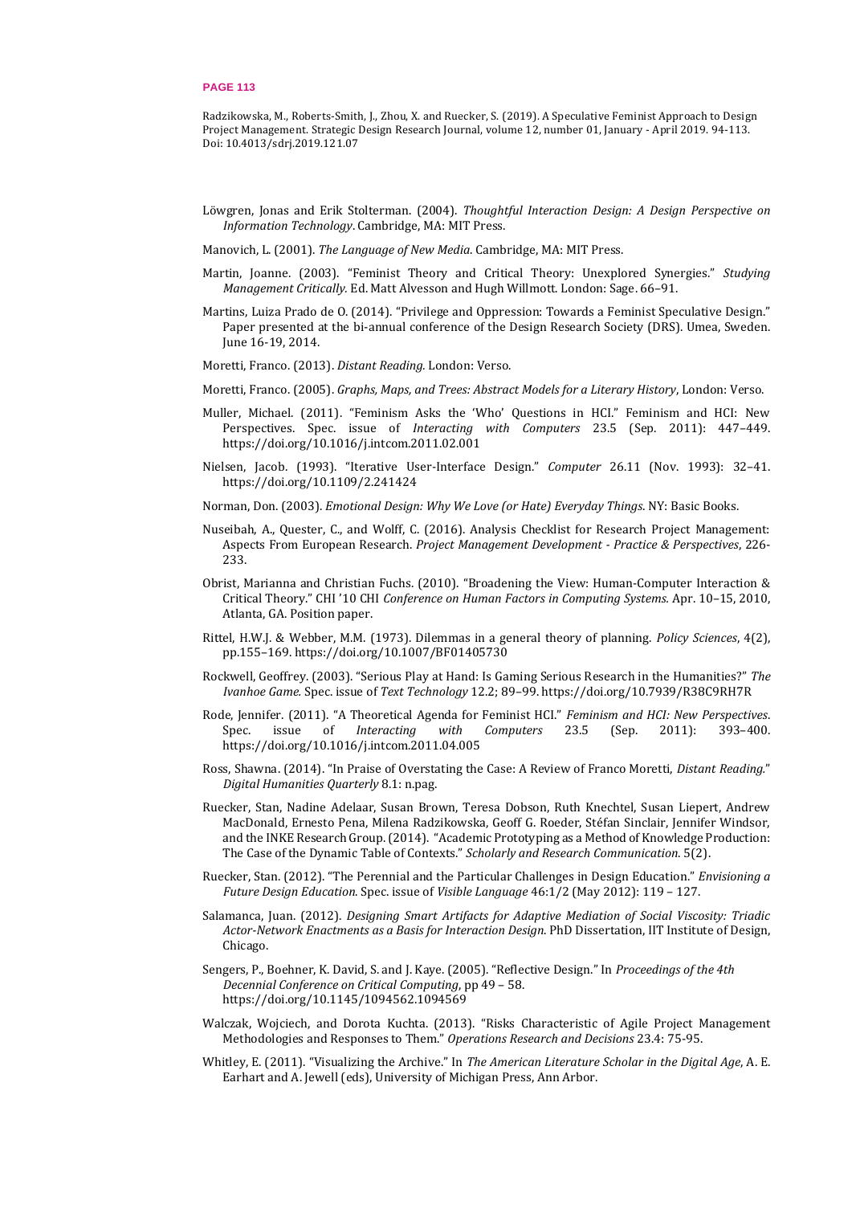Löwgren, Jonas and Erik Stolterman. (2004). *Thoughtful Interaction Design: A Design Perspective on Information Technology*. Cambridge, MA: MIT Press.

Manovich, L. (2001). *The Language of New Media*. Cambridge, MA: MIT Press.

Martin, Joanne. (2003). "Feminist Theory and Critical Theory: Unexplored Synergies." *Studying Management Critically.* Ed. Matt Alvesson and Hugh Willmott. London: Sage. 66–91.

Martins, Luiza Prado de O. (2014). "Privilege and Oppression: Towards a Feminist Speculative Design." Paper presented at the bi-annual conference of the Design Research Society (DRS). Umea, Sweden. June 16-19, 2014.

Moretti, Franco. (2013). *Distant Reading.* London: Verso.

Moretti, Franco. (2005). *Graphs, Maps, and Trees: Abstract Models for a Literary History*, London: Verso.

Muller, Michael. (2011). "Feminism Asks the 'Who' Questions in HCI." Feminism and HCI: New Perspectives. Spec. issue of *Interacting with Computers* 23.5 (Sep. 2011): 447–449. https://doi.org/10.1016/j.intcom.2011.02.001

Nielsen, Jacob. (1993). "Iterative User-Interface Design." *Computer* 26.11 (Nov. 1993): 32–41. https://doi.org/10.1109/2.241424

Norman, Don. (2003). *Emotional Design: Why We Love (or Hate) Everyday Things*. NY: Basic Books.

Nuseibah, A., Quester, C., and Wolff, C. (2016). Analysis Checklist for Research Project Management: Aspects From European Research. *Project Management Development - Practice & Perspectives*, 226-233.

Obrist, Marianna and Christian Fuchs. (2010). "Broadening the View: Human-Computer Interaction & Critical Theory." CHI '10 CHI *Conference on Human Factors in Computing Systems.* Apr. 10–15, 2010, Atlanta, GA. Position paper.

Rittel, H.W.J. & Webber, M.M. (1973). Dilemmas in a general theory of planning. *Policy Sciences*, 4(2), pp.155–169. https://doi.org/10.1007/BF01405730

Rockwell, Geoffrey. (2003). "Serious Play at Hand: Is Gaming Serious Research in the Humanities?" *The Ivanhoe Game.* Spec. issue of *Text Technology* 12.2; 89–99. https://doi.org/10.7939/R38C9RH7R

Rode, Jennifer. (2011). "A Theoretical Agenda for Feminist HCI." *Feminism and HCI: New Perspectives*. Spec. issue of *Interacting with Computers* 23.5 (Sep. 2011): 393–400. https://doi.org/10.1016/j.intcom.2011.04.005

Ross, Shawna. (2014). "In Praise of Overstating the Case: A Review of Franco Moretti, *Distant Reading.*" *Digital Humanities Quarterly* 8.1: n.pag.

Ruecker, Stan, Nadine Adelaar, Susan Brown, Teresa Dobson, Ruth Knechtel, Susan Liepert, Andrew MacDonald, Ernesto Pena, Milena Radzikowska, Geoff G. Roeder, Stéfan Sinclair, Jennifer Windsor, and the INKE Research Group. (2014). "Academic Prototyping as a Method of Knowledge Production: The Case of the Dynamic Table of Contexts." *Scholarly and Research Communication*. 5(2).

Ruecker, Stan. (2012). "The Perennial and the Particular Challenges in Design Education." *Envisioning a Future Design Education*. Spec. issue of *Visible Language* 46:1/2 (May 2012): 119 – 127.

Salamanca, Juan. (2012). *Designing Smart Artifacts for Adaptive Mediation of Social Viscosity: Triadic Actor-Network Enactments as a Basis for Interaction Design*. PhD Dissertation, IIT Institute of Design, Chicago.

Sengers, P., Boehner, K. David, S. and J. Kaye. (2005). "Reflective Design." In *Proceedings of the 4th Decennial Conference on Critical Computing*, pp 49 – 58. https://doi.org/10.1145/1094562.1094569

Walczak, Wojciech, and Dorota Kuchta. (2013). "Risks Characteristic of Agile Project Management Methodologies and Responses to Them." *Operations Research and Decisions* 23.4: 75-95.

Whitley, E. (2011). "Visualizing the Archive." In *The American Literature Scholar in the Digital Age*, A. E. Earhart and A. Jewell (eds), University of Michigan Press, Ann Arbor.